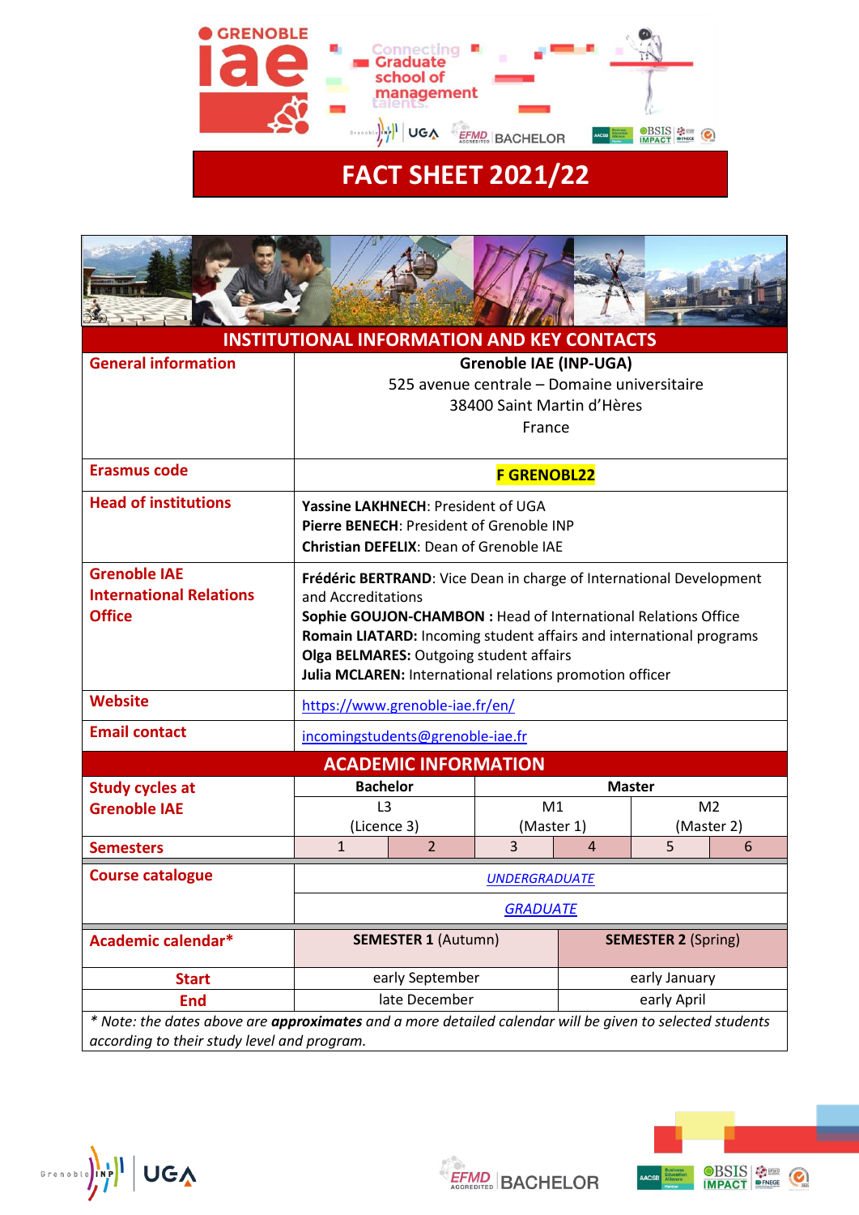# FACT SHEET 2021/22

## INSTITUTIONAL INFORMATION AND KEY CONTACTS

| | |
|---|---|
| **General information** | **Grenoble IAE (INP-UGA)**<br>525 avenue centrale – Domaine universitaire<br>38400 Saint Martin d'Hères<br>France |
| **Erasmus code** | **F GRENOBL22** |
| **Head of institutions** | **Yassine LAKHNECH**: President of UGA<br>**Pierre BENECH**: President of Grenoble INP<br>**Christian DEFELIX**: Dean of Grenoble IAE |
| **Grenoble IAE International Relations Office** | **Frédéric BERTRAND**: Vice Dean in charge of International Development and Accreditations<br>**Sophie GOUJON-CHAMBON :** Head of International Relations Office<br>**Romain LIATARD:** Incoming student affairs and international programs<br>**Olga BELMARES:** Outgoing student affairs<br>**Julia MCLAREN:** International relations promotion officer |
| **Website** | https://www.grenoble-iae.fr/en/ |
| **Email contact** | incomingstudents@grenoble-iae.fr |

## ACADEMIC INFORMATION

| | Bachelor | | Master | | | |
|---|---|---|---|---|---|---|
| **Study cycles at Grenoble IAE** | L3 (Licence 3) | | M1 (Master 1) | | M2 (Master 2) | |
| **Semesters** | 1 | 2 | 3 | 4 | 5 | 6 |

| | |
|---|---|
| **Course catalogue** | *UNDERGRADUATE* |
| | *GRADUATE* |

| **Academic calendar*** | **SEMESTER 1** (Autumn) | **SEMESTER 2** (Spring) |
|---|---|---|
| **Start** | early September | early January |
| **End** | late December | early April |

*\* Note: the dates above are **approximates** and a more detailed calendar will be given to selected students according to their study level and program.*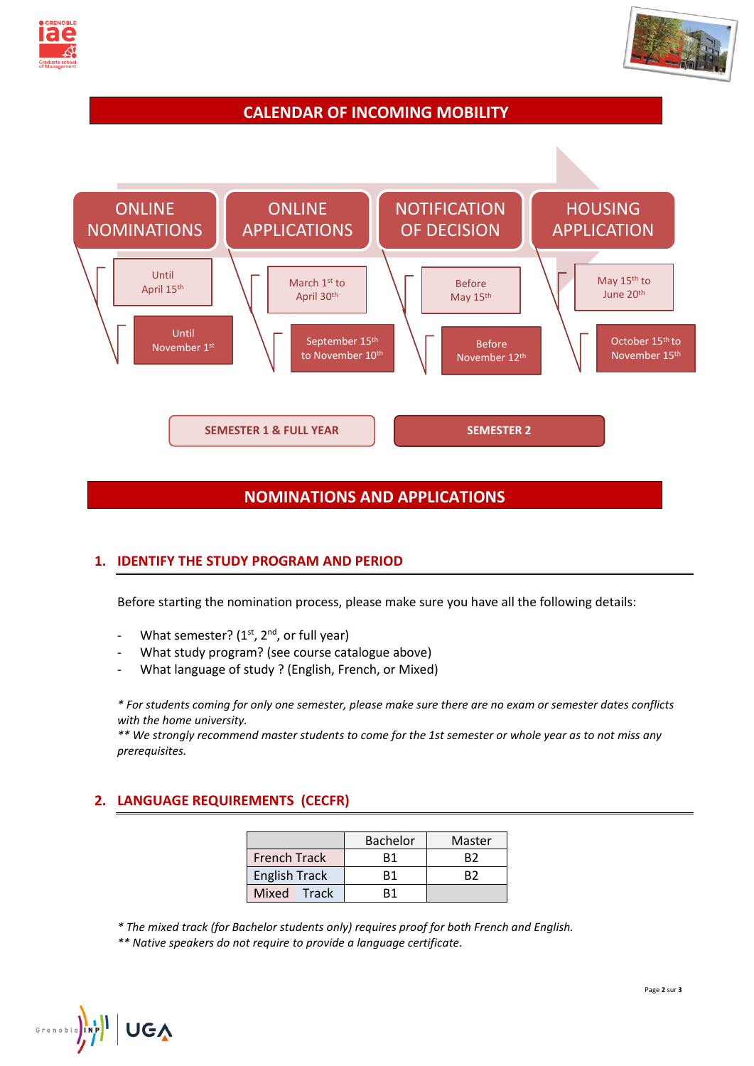## CALENDAR OF INCOMING MOBILITY

| | ONLINE NOMINATIONS | ONLINE APPLICATIONS | NOTIFICATION OF DECISION | HOUSING APPLICATION |
|---|---|---|---|---|
| SEMESTER 1 & FULL YEAR | Until April 15th | March 1st to April 30th | Before May 15th | May 15th to June 20th |
| SEMESTER 2 | Until November 1st | September 15th to November 10th | Before November 12th | October 15th to November 15th |

## NOMINATIONS AND APPLICATIONS

### 1. IDENTIFY THE STUDY PROGRAM AND PERIOD

Before starting the nomination process, please make sure you have all the following details:

- What semester? (1st, 2nd, or full year)
- What study program? (see course catalogue above)
- What language of study ? (English, French, or Mixed)

*\* For students coming for only one semester, please make sure there are no exam or semester dates conflicts with the home university.*
*\*\* We strongly recommend master students to come for the 1st semester or whole year as to not miss any prerequisites.*

### 2. LANGUAGE REQUIREMENTS (CECFR)

| | Bachelor | Master |
|---|---|---|
| French Track | B1 | B2 |
| English Track | B1 | B2 |
| Mixed Track | B1 | |

*\* The mixed track (for Bachelor students only) requires proof for both French and English.*
*\*\* Native speakers do not require to provide a language certificate.*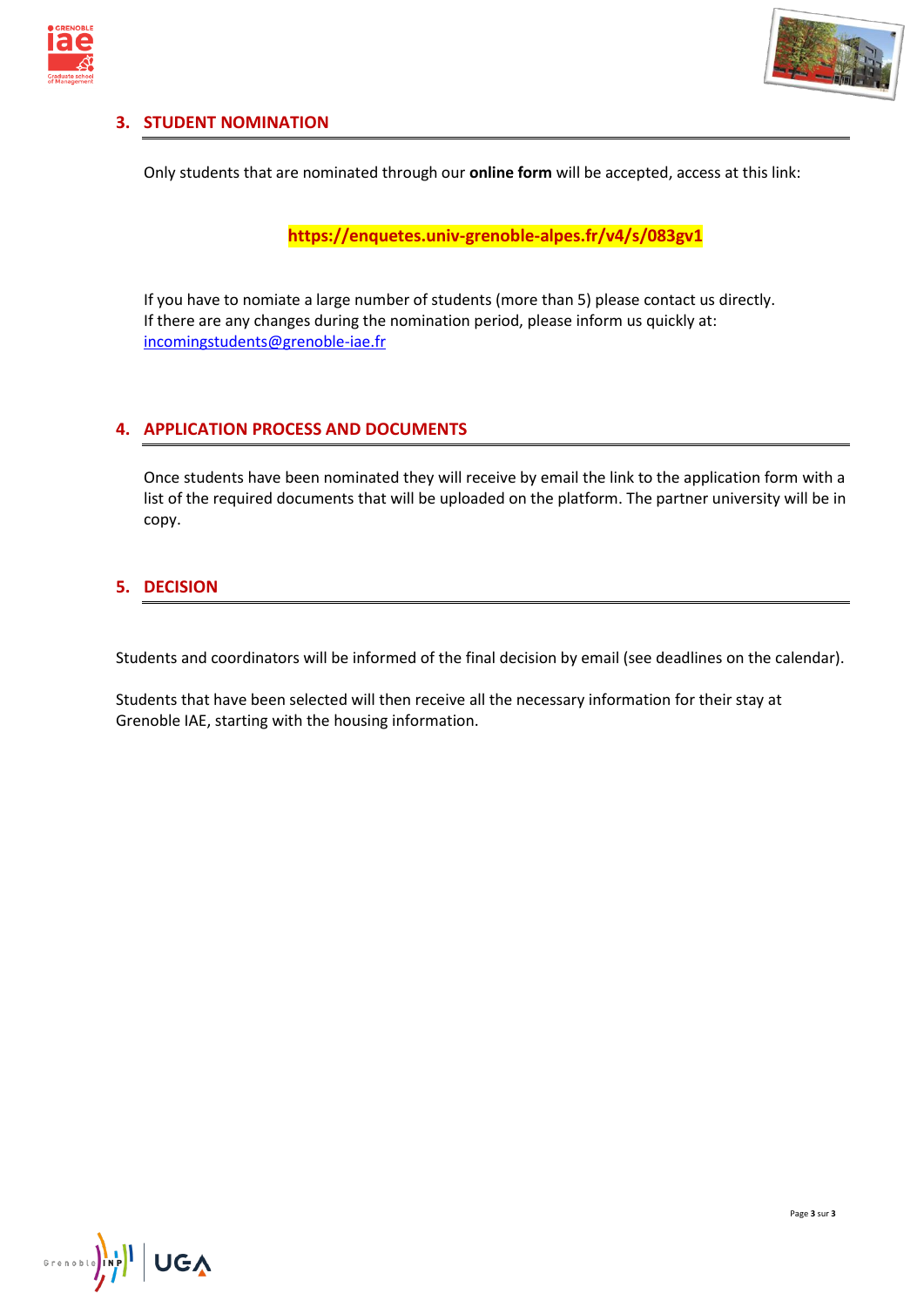## 3. STUDENT NOMINATION

Only students that are nominated through our **online form** will be accepted, access at this link:

**https://enquetes.univ-grenoble-alpes.fr/v4/s/083gv1**

If you have to nomiate a large number of students (more than 5) please contact us directly.
If there are any changes during the nomination period, please inform us quickly at:
incomingstudents@grenoble-iae.fr

## 4. APPLICATION PROCESS AND DOCUMENTS

Once students have been nominated they will receive by email the link to the application form with a list of the required documents that will be uploaded on the platform. The partner university will be in copy.

## 5. DECISION

Students and coordinators will be informed of the final decision by email (see deadlines on the calendar).

Students that have been selected will then receive all the necessary information for their stay at Grenoble IAE, starting with the housing information.